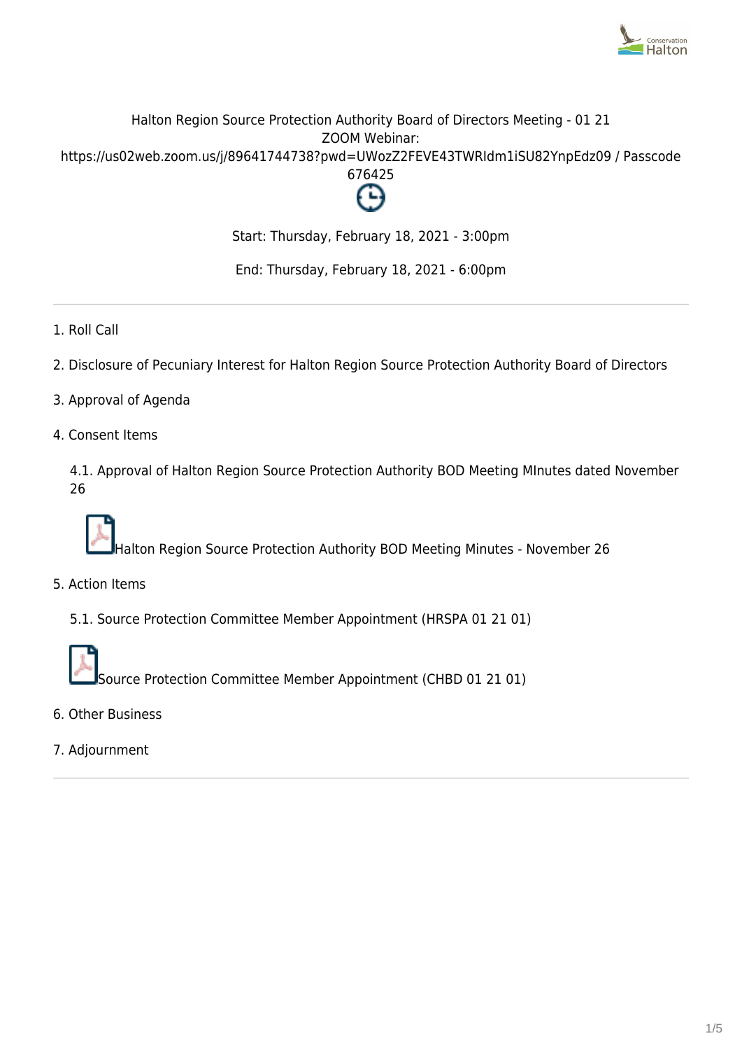Halton Region Source Protection Authority Board of Directors Meeting - 01 21
ZOOM Webinar:
https://us02web.zoom.us/j/89641744738?pwd=UWozZ2FEVE43TWRIdm1iSU82YnpEdz09 / Passcode 676425

Start: Thursday, February 18, 2021 - 3:00pm

End: Thursday, February 18, 2021 - 6:00pm

---

1. Roll Call

2. Disclosure of Pecuniary Interest for Halton Region Source Protection Authority Board of Directors

3. Approval of Agenda

4. Consent Items

   4.1. Approval of Halton Region Source Protection Authority BOD Meeting MInutes dated November 26

   Halton Region Source Protection Authority BOD Meeting Minutes - November 26

5. Action Items

   5.1. Source Protection Committee Member Appointment (HRSPA 01 21 01)

   Source Protection Committee Member Appointment (CHBD 01 21 01)

6. Other Business

7. Adjournment

---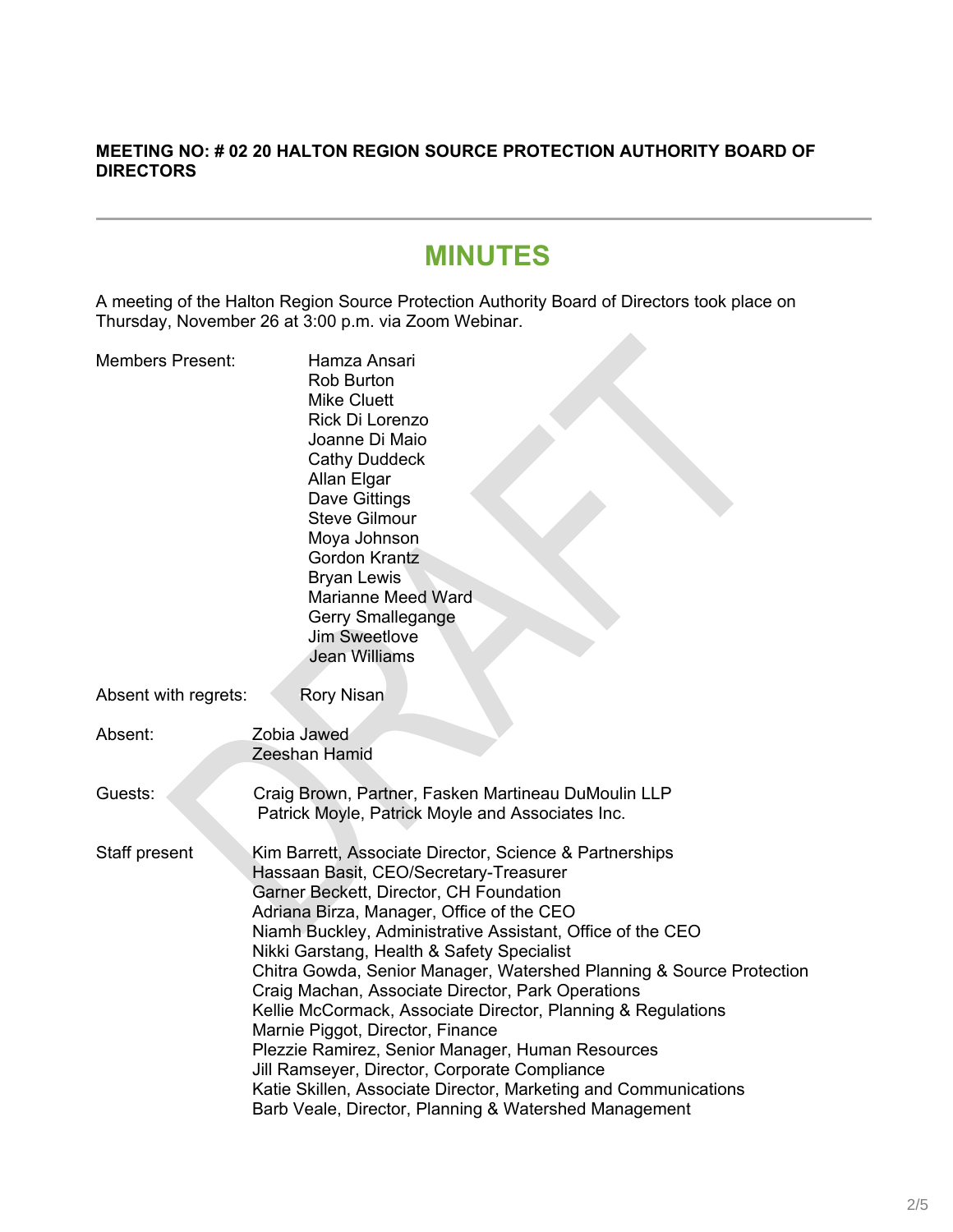**MEETING NO: # 02 20 HALTON REGION SOURCE PROTECTION AUTHORITY BOARD OF DIRECTORS**

# MINUTES

A meeting of the Halton Region Source Protection Authority Board of Directors took place on Thursday, November 26 at 3:00 p.m. via Zoom Webinar.

Members Present:
Hamza Ansari
Rob Burton
Mike Cluett
Rick Di Lorenzo
Joanne Di Maio
Cathy Duddeck
Allan Elgar
Dave Gittings
Steve Gilmour
Moya Johnson
Gordon Krantz
Bryan Lewis
Marianne Meed Ward
Gerry Smallegange
Jim Sweetlove
Jean Williams

Absent with regrets: Rory Nisan

Absent:
Zobia Jawed
Zeeshan Hamid

Guests:
Craig Brown, Partner, Fasken Martineau DuMoulin LLP
Patrick Moyle, Patrick Moyle and Associates Inc.

Staff present
Kim Barrett, Associate Director, Science & Partnerships
Hassaan Basit, CEO/Secretary-Treasurer
Garner Beckett, Director, CH Foundation
Adriana Birza, Manager, Office of the CEO
Niamh Buckley, Administrative Assistant, Office of the CEO
Nikki Garstang, Health & Safety Specialist
Chitra Gowda, Senior Manager, Watershed Planning & Source Protection
Craig Machan, Associate Director, Park Operations
Kellie McCormack, Associate Director, Planning & Regulations
Marnie Piggot, Director, Finance
Plezzie Ramirez, Senior Manager, Human Resources
Jill Ramseyer, Director, Corporate Compliance
Katie Skillen, Associate Director, Marketing and Communications
Barb Veale, Director, Planning & Watershed Management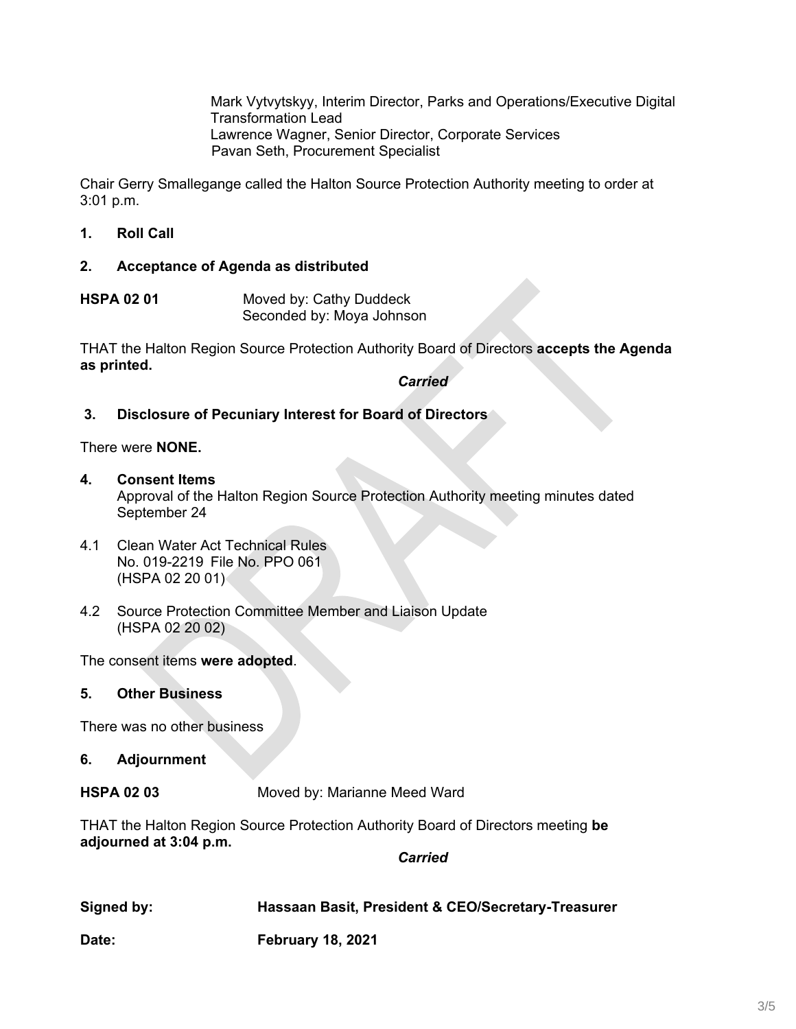Mark Vytvytskyy, Interim Director, Parks and Operations/Executive Digital Transformation Lead
Lawrence Wagner, Senior Director, Corporate Services
Pavan Seth, Procurement Specialist

Chair Gerry Smallegange called the Halton Source Protection Authority meeting to order at 3:01 p.m.

**1. Roll Call**

**2. Acceptance of Agenda as distributed**

**HSPA 02 01** Moved by: Cathy Duddeck
Seconded by: Moya Johnson

THAT the Halton Region Source Protection Authority Board of Directors **accepts the Agenda as printed.**

***Carried***

**3. Disclosure of Pecuniary Interest for Board of Directors**

There were **NONE.**

**4. Consent Items**
Approval of the Halton Region Source Protection Authority meeting minutes dated September 24

4.1 Clean Water Act Technical Rules
No. 019-2219 File No. PPO 061
(HSPA 02 20 01)

4.2 Source Protection Committee Member and Liaison Update
(HSPA 02 20 02)

The consent items **were adopted**.

**5. Other Business**

There was no other business

**6. Adjournment**

**HSPA 02 03** Moved by: Marianne Meed Ward

THAT the Halton Region Source Protection Authority Board of Directors meeting **be adjourned at 3:04 p.m.**

***Carried***

**Signed by:** **Hassaan Basit, President & CEO/Secretary-Treasurer**

**Date:** **February 18, 2021**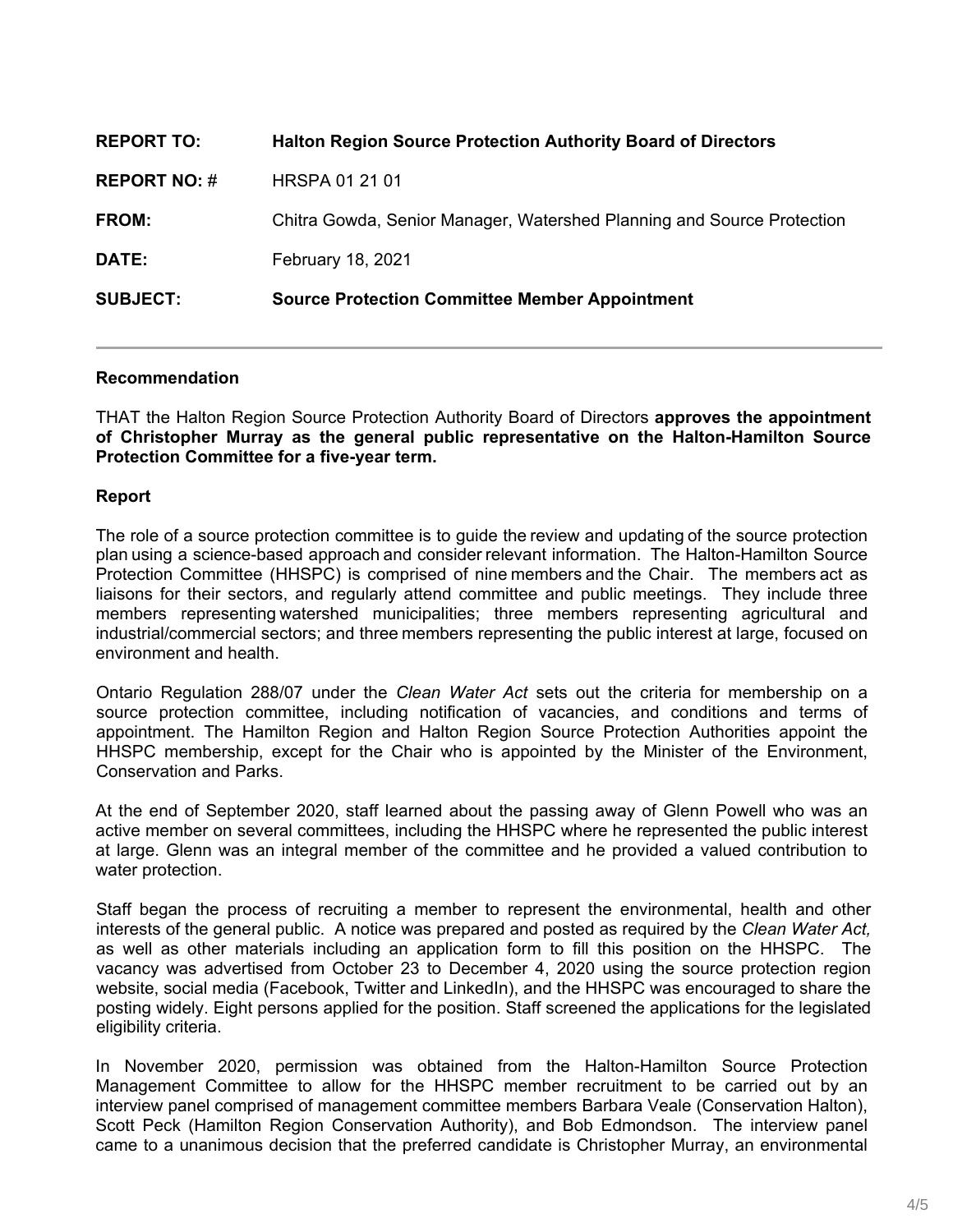| | |
|---|---|
| **REPORT TO:** | **Halton Region Source Protection Authority Board of Directors** |
| **REPORT NO:** # | HRSPA 01 21 01 |
| **FROM:** | Chitra Gowda, Senior Manager, Watershed Planning and Source Protection |
| **DATE:** | February 18, 2021 |
| **SUBJECT:** | **Source Protection Committee Member Appointment** |

## Recommendation

THAT the Halton Region Source Protection Authority Board of Directors **approves the appointment of Christopher Murray as the general public representative on the Halton-Hamilton Source Protection Committee for a five-year term.**

## Report

The role of a source protection committee is to guide the review and updating of the source protection plan using a science-based approach and consider relevant information. The Halton-Hamilton Source Protection Committee (HHSPC) is comprised of nine members and the Chair. The members act as liaisons for their sectors, and regularly attend committee and public meetings. They include three members representing watershed municipalities; three members representing agricultural and industrial/commercial sectors; and three members representing the public interest at large, focused on environment and health.

Ontario Regulation 288/07 under the *Clean Water Act* sets out the criteria for membership on a source protection committee, including notification of vacancies, and conditions and terms of appointment. The Hamilton Region and Halton Region Source Protection Authorities appoint the HHSPC membership, except for the Chair who is appointed by the Minister of the Environment, Conservation and Parks.

At the end of September 2020, staff learned about the passing away of Glenn Powell who was an active member on several committees, including the HHSPC where he represented the public interest at large. Glenn was an integral member of the committee and he provided a valued contribution to water protection.

Staff began the process of recruiting a member to represent the environmental, health and other interests of the general public. A notice was prepared and posted as required by the *Clean Water Act,* as well as other materials including an application form to fill this position on the HHSPC. The vacancy was advertised from October 23 to December 4, 2020 using the source protection region website, social media (Facebook, Twitter and LinkedIn), and the HHSPC was encouraged to share the posting widely. Eight persons applied for the position. Staff screened the applications for the legislated eligibility criteria.

In November 2020, permission was obtained from the Halton-Hamilton Source Protection Management Committee to allow for the HHSPC member recruitment to be carried out by an interview panel comprised of management committee members Barbara Veale (Conservation Halton), Scott Peck (Hamilton Region Conservation Authority), and Bob Edmondson. The interview panel came to a unanimous decision that the preferred candidate is Christopher Murray, an environmental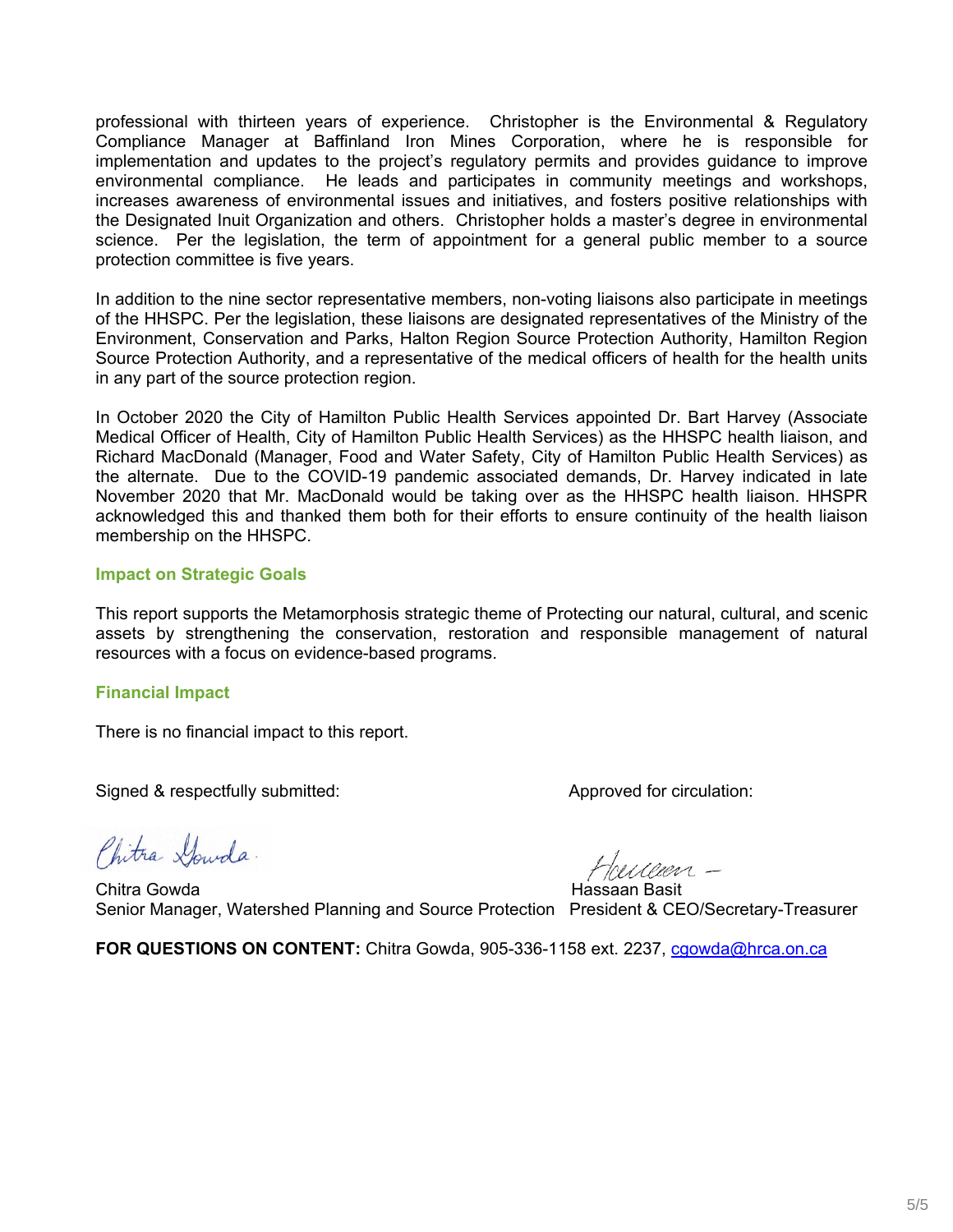professional with thirteen years of experience. Christopher is the Environmental & Regulatory Compliance Manager at Baffinland Iron Mines Corporation, where he is responsible for implementation and updates to the project's regulatory permits and provides guidance to improve environmental compliance. He leads and participates in community meetings and workshops, increases awareness of environmental issues and initiatives, and fosters positive relationships with the Designated Inuit Organization and others. Christopher holds a master's degree in environmental science. Per the legislation, the term of appointment for a general public member to a source protection committee is five years.

In addition to the nine sector representative members, non-voting liaisons also participate in meetings of the HHSPC. Per the legislation, these liaisons are designated representatives of the Ministry of the Environment, Conservation and Parks, Halton Region Source Protection Authority, Hamilton Region Source Protection Authority, and a representative of the medical officers of health for the health units in any part of the source protection region.

In October 2020 the City of Hamilton Public Health Services appointed Dr. Bart Harvey (Associate Medical Officer of Health, City of Hamilton Public Health Services) as the HHSPC health liaison, and Richard MacDonald (Manager, Food and Water Safety, City of Hamilton Public Health Services) as the alternate. Due to the COVID-19 pandemic associated demands, Dr. Harvey indicated in late November 2020 that Mr. MacDonald would be taking over as the HHSPC health liaison. HHSPR acknowledged this and thanked them both for their efforts to ensure continuity of the health liaison membership on the HHSPC.

### Impact on Strategic Goals

This report supports the Metamorphosis strategic theme of Protecting our natural, cultural, and scenic assets by strengthening the conservation, restoration and responsible management of natural resources with a focus on evidence-based programs.

### Financial Impact

There is no financial impact to this report.

Signed & respectfully submitted:

Chitra Gowda
Senior Manager, Watershed Planning and Source Protection

Approved for circulation:

Hassaan Basit
President & CEO/Secretary-Treasurer

**FOR QUESTIONS ON CONTENT:** Chitra Gowda, 905-336-1158 ext. 2237, cgowda@hrca.on.ca